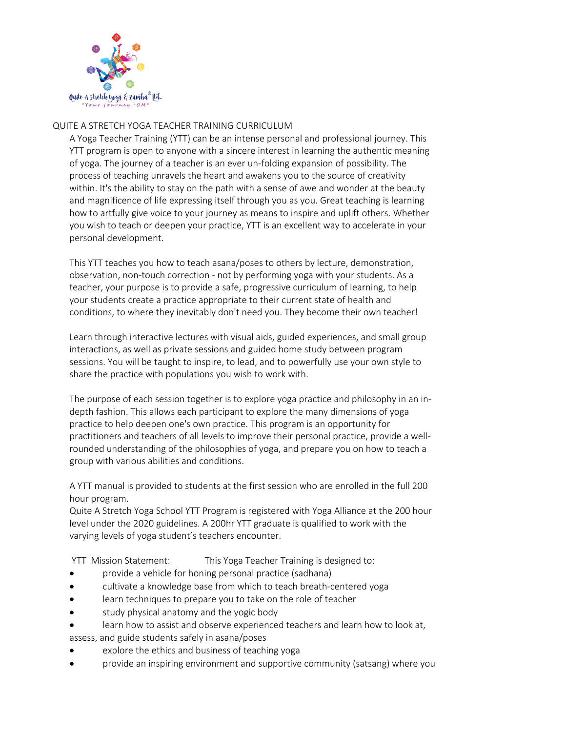# QUITE A STRETCH YOGA TEACHER TRAINING CURRICULUM

A Yoga Teacher Training (YTT) can be an intense personal and professional journey. This YTT program is open to anyone with a sincere interest in learning the authentic meaning of yoga. The journey of a teacher is an ever un-folding expansion of possibility. The process of teaching unravels the heart and awakens you to the source of creativity within. It's the ability to stay on the path with a sense of awe and wonder at the beauty and magnificence of life expressing itself through you as you. Great teaching is learning how to artfully give voice to your journey as means to inspire and uplift others. Whether you wish to teach or deepen your practice, YTT is an excellent way to accelerate in your personal development.

This YTT teaches you how to teach asana/poses to others by lecture, demonstration, observation, non-touch correction - not by performing yoga with your students. As a teacher, your purpose is to provide a safe, progressive curriculum of learning, to help your students create a practice appropriate to their current state of health and conditions, to where they inevitably don't need you. They become their own teacher!

Learn through interactive lectures with visual aids, guided experiences, and small group interactions, as well as private sessions and guided home study between program sessions. You will be taught to inspire, to lead, and to powerfully use your own style to share the practice with populations you wish to work with.

The purpose of each session together is to explore yoga practice and philosophy in an in-depth fashion. This allows each participant to explore the many dimensions of yoga practice to help deepen one's own practice. This program is an opportunity for practitioners and teachers of all levels to improve their personal practice, provide a well-rounded understanding of the philosophies of yoga, and prepare you on how to teach a group with various abilities and conditions.

A YTT manual is provided to students at the first session who are enrolled in the full 200 hour program.
Quite A Stretch Yoga School YTT Program is registered with Yoga Alliance at the 200 hour level under the 2020 guidelines. A 200hr YTT graduate is qualified to work with the varying levels of yoga student's teachers encounter.

YTT Mission Statement: This Yoga Teacher Training is designed to:

- provide a vehicle for honing personal practice (sadhana)
- cultivate a knowledge base from which to teach breath-centered yoga
- learn techniques to prepare you to take on the role of teacher
- study physical anatomy and the yogic body
- learn how to assist and observe experienced teachers and learn how to look at, assess, and guide students safely in asana/poses
- explore the ethics and business of teaching yoga
- provide an inspiring environment and supportive community (satsang) where you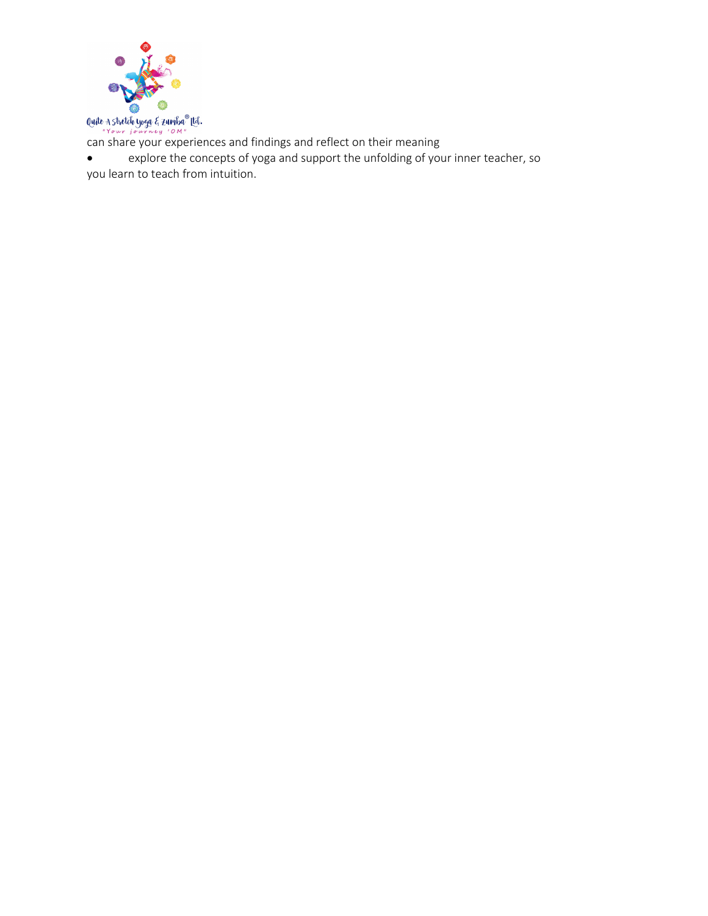can share your experiences and findings and reflect on their meaning

- explore the concepts of yoga and support the unfolding of your inner teacher, so you learn to teach from intuition.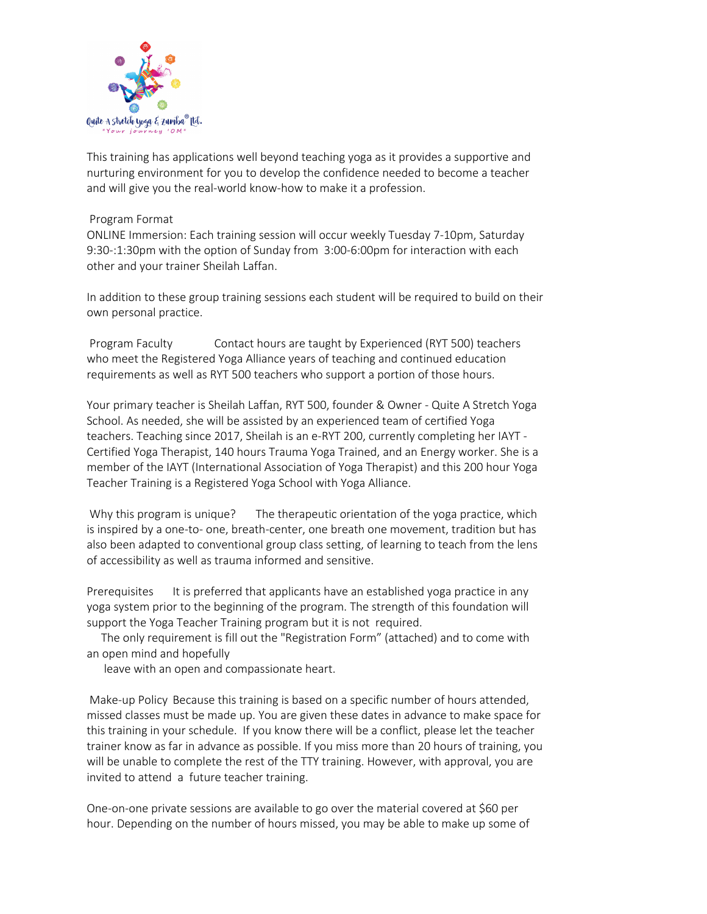This training has applications well beyond teaching yoga as it provides a supportive and nurturing environment for you to develop the confidence needed to become a teacher and will give you the real-world know-how to make it a profession.

**Program Format**
ONLINE Immersion: Each training session will occur weekly Tuesday 7-10pm, Saturday 9:30-:1:30pm with the option of Sunday from 3:00-6:00pm for interaction with each other and your trainer Sheilah Laffan.

In addition to these group training sessions each student will be required to build on their own personal practice.

**Program Faculty** Contact hours are taught by Experienced (RYT 500) teachers who meet the Registered Yoga Alliance years of teaching and continued education requirements as well as RYT 500 teachers who support a portion of those hours.

Your primary teacher is Sheilah Laffan, RYT 500, founder & Owner - Quite A Stretch Yoga School. As needed, she will be assisted by an experienced team of certified Yoga teachers. Teaching since 2017, Sheilah is an e-RYT 200, currently completing her IAYT - Certified Yoga Therapist, 140 hours Trauma Yoga Trained, and an Energy worker. She is a member of the IAYT (International Association of Yoga Therapist) and this 200 hour Yoga Teacher Training is a Registered Yoga School with Yoga Alliance.

**Why this program is unique?** The therapeutic orientation of the yoga practice, which is inspired by a one-to- one, breath-center, one breath one movement, tradition but has also been adapted to conventional group class setting, of learning to teach from the lens of accessibility as well as trauma informed and sensitive.

**Prerequisites** It is preferred that applicants have an established yoga practice in any yoga system prior to the beginning of the program. The strength of this foundation will support the Yoga Teacher Training program but it is not required.
The only requirement is fill out the "Registration Form" (attached) and to come with an open mind and hopefully leave with an open and compassionate heart.

**Make-up Policy** Because this training is based on a specific number of hours attended, missed classes must be made up. You are given these dates in advance to make space for this training in your schedule. If you know there will be a conflict, please let the teacher trainer know as far in advance as possible. If you miss more than 20 hours of training, you will be unable to complete the rest of the TTY training. However, with approval, you are invited to attend a future teacher training.

One-on-one private sessions are available to go over the material covered at $60 per hour. Depending on the number of hours missed, you may be able to make up some of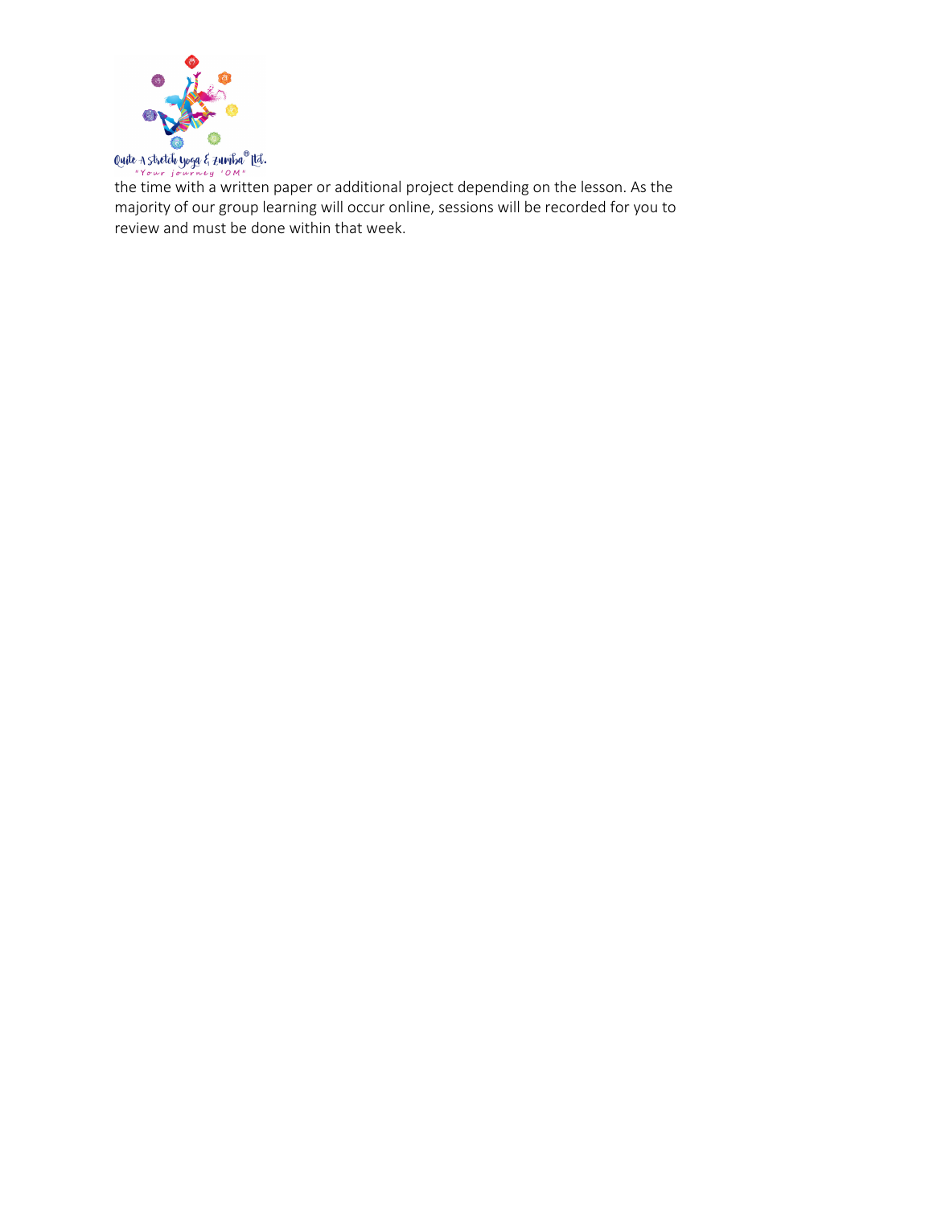the time with a written paper or additional project depending on the lesson. As the majority of our group learning will occur online, sessions will be recorded for you to review and must be done within that week.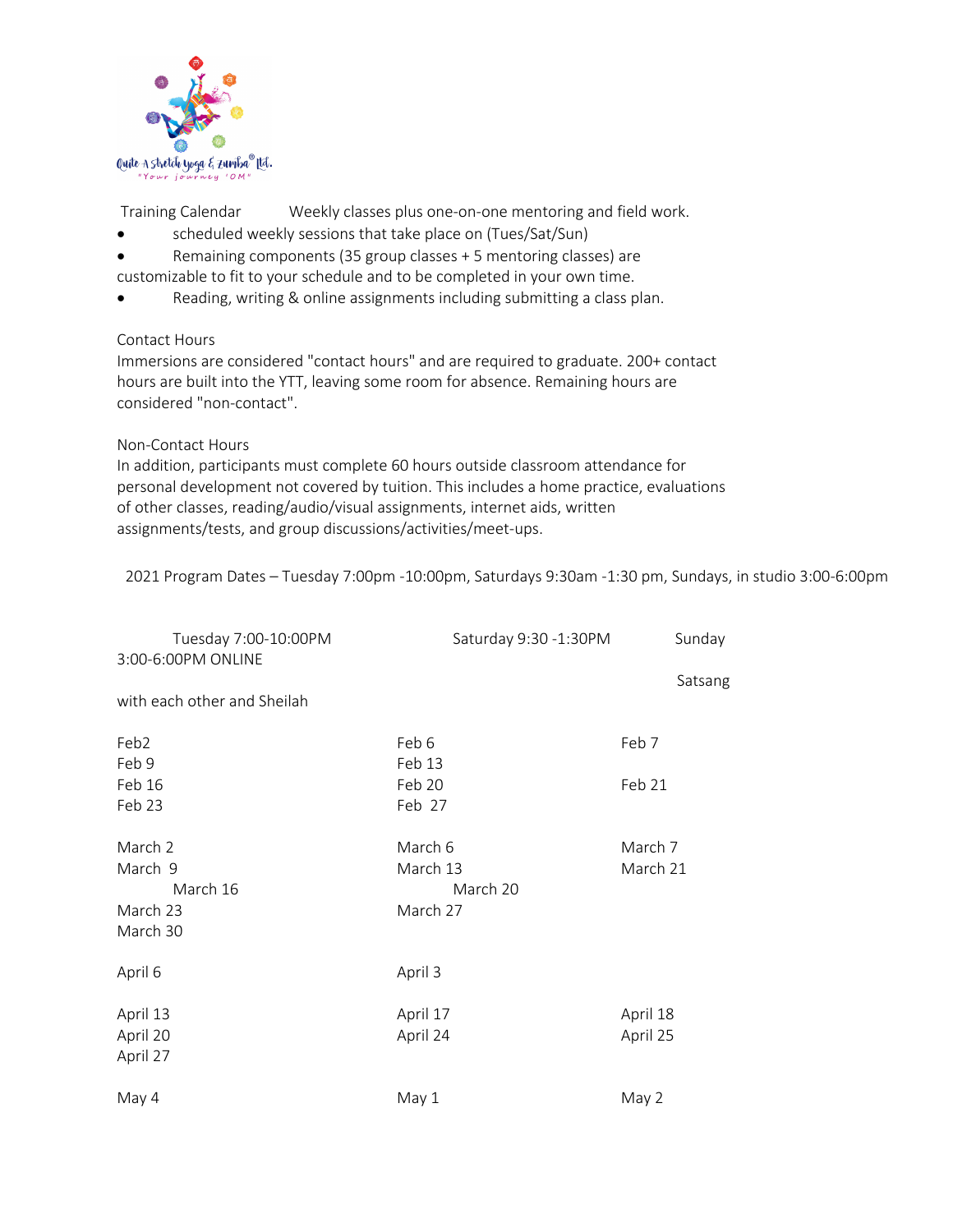Training Calendar Weekly classes plus one-on-one mentoring and field work.

- scheduled weekly sessions that take place on (Tues/Sat/Sun)
- Remaining components (35 group classes + 5 mentoring classes) are customizable to fit to your schedule and to be completed in your own time.
- Reading, writing & online assignments including submitting a class plan.

Contact Hours

Immersions are considered "contact hours" and are required to graduate. 200+ contact hours are built into the YTT, leaving some room for absence. Remaining hours are considered "non-contact".

Non-Contact Hours

In addition, participants must complete 60 hours outside classroom attendance for personal development not covered by tuition. This includes a home practice, evaluations of other classes, reading/audio/visual assignments, internet aids, written assignments/tests, and group discussions/activities/meet-ups.

2021 Program Dates – Tuesday 7:00pm -10:00pm, Saturdays 9:30am -1:30 pm, Sundays, in studio 3:00-6:00pm

| Tuesday 7:00-10:00PM | Saturday 9:30 -1:30PM | Sunday 3:00-6:00PM ONLINE Satsang with each other and Sheilah |
|---|---|---|
| Feb2 | Feb 6 | Feb 7 |
| Feb 9 | Feb 13 | |
| Feb 16 | Feb 20 | Feb 21 |
| Feb 23 | Feb 27 | |
| March 2 | March 6 | March 7 |
| March 9 | March 13 | March 21 |
| March 16 | March 20 | |
| March 23 | March 27 | |
| March 30 | | |
| April 6 | April 3 | |
| April 13 | April 17 | April 18 |
| April 20 | April 24 | April 25 |
| April 27 | | |
| May 4 | May 1 | May 2 |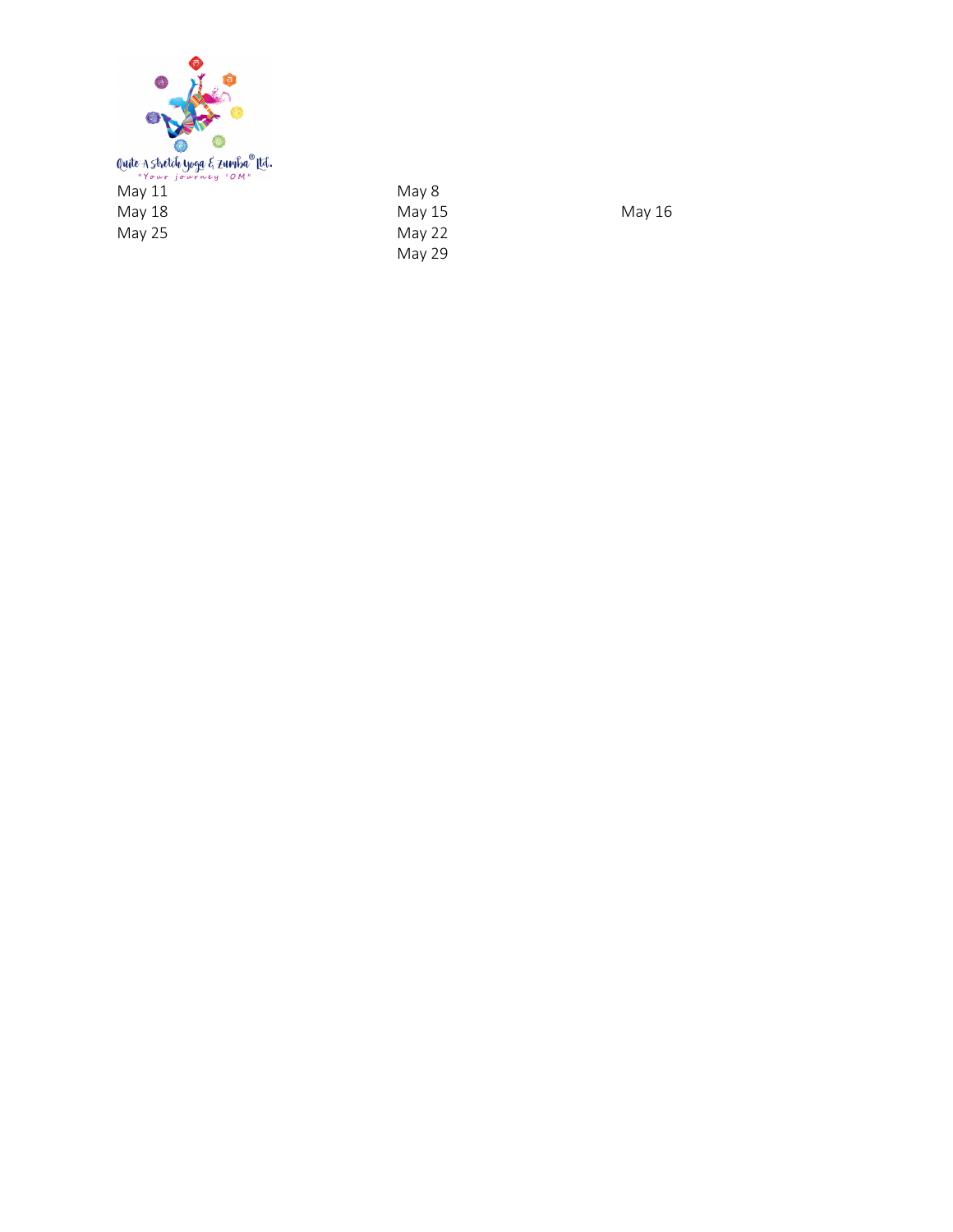Quite A Stretch Yoga & Zumba® Ltd.
"Your journey 'OM'"

| | | |
|---|---|---|
| May 11 | May 8 | |
| May 18 | May 15 | May 16 |
| May 25 | May 22 | |
| | May 29 | |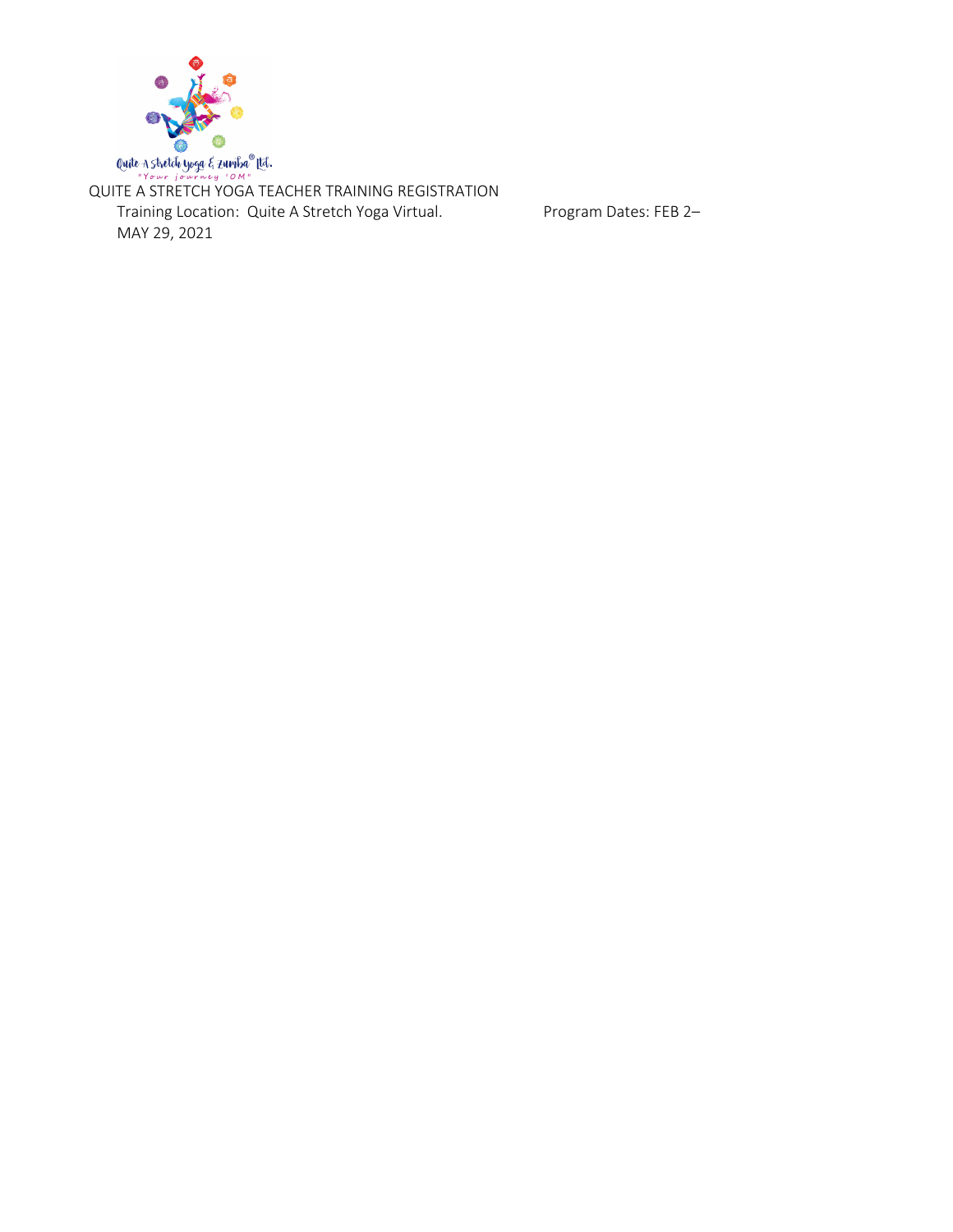Quite A Stretch Yoga & Zumba® Ltd.

"Your journey 'OM'"

QUITE A STRETCH YOGA TEACHER TRAINING REGISTRATION

Training Location: Quite A Stretch Yoga Virtual. Program Dates: FEB 2– MAY 29, 2021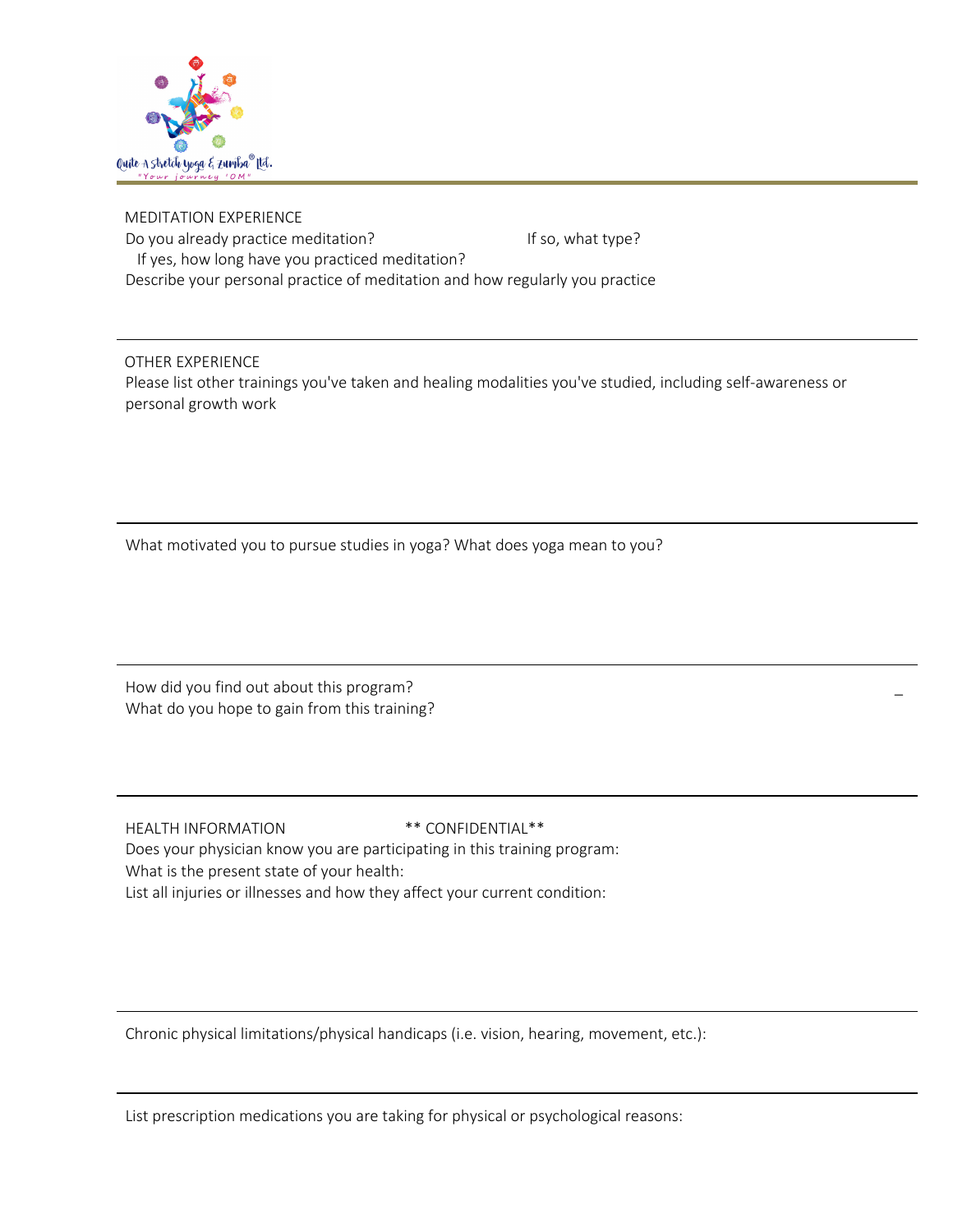## MEDITATION EXPERIENCE

Do you already practice meditation? If so, what type?

If yes, how long have you practiced meditation?

Describe your personal practice of meditation and how regularly you practice

---

## OTHER EXPERIENCE

Please list other trainings you've taken and healing modalities you've studied, including self-awareness or personal growth work

---

What motivated you to pursue studies in yoga? What does yoga mean to you?

---

How did you find out about this program?

What do you hope to gain from this training?

---

## HEALTH INFORMATION ** CONFIDENTIAL**

Does your physician know you are participating in this training program:

What is the present state of your health:

List all injuries or illnesses and how they affect your current condition:

---

Chronic physical limitations/physical handicaps (i.e. vision, hearing, movement, etc.):

---

List prescription medications you are taking for physical or psychological reasons: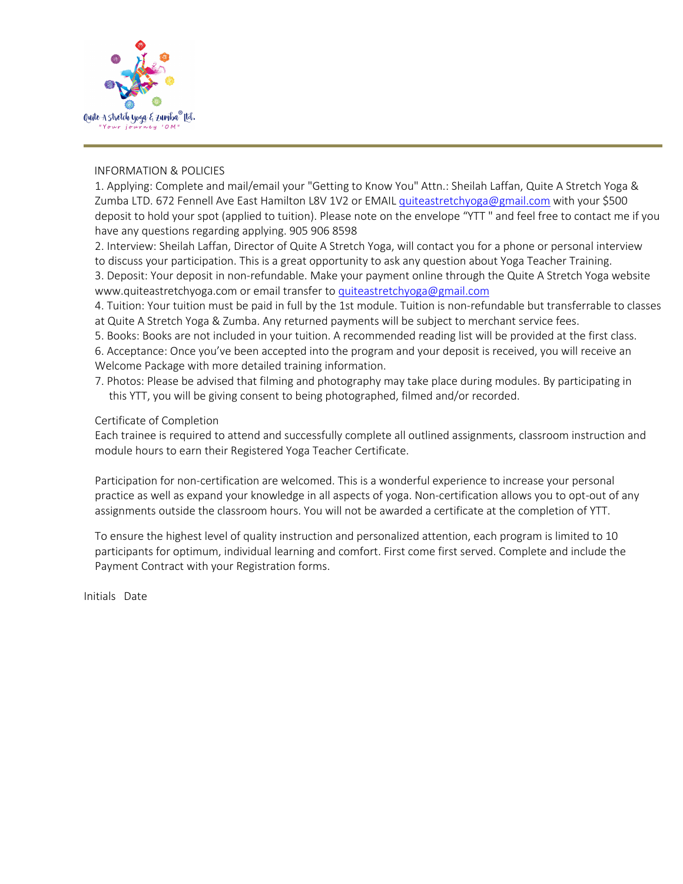## INFORMATION & POLICIES

1. Applying: Complete and mail/email your "Getting to Know You" Attn.: Sheilah Laffan, Quite A Stretch Yoga & Zumba LTD. 672 Fennell Ave East Hamilton L8V 1V2 or EMAIL quiteastretchyoga@gmail.com with your $500 deposit to hold your spot (applied to tuition). Please note on the envelope "YTT " and feel free to contact me if you have any questions regarding applying. 905 906 8598
2. Interview: Sheilah Laffan, Director of Quite A Stretch Yoga, will contact you for a phone or personal interview to discuss your participation. This is a great opportunity to ask any question about Yoga Teacher Training.
3. Deposit: Your deposit in non-refundable. Make your payment online through the Quite A Stretch Yoga website www.quiteastretchyoga.com or email transfer to quiteastretchyoga@gmail.com
4. Tuition: Your tuition must be paid in full by the 1st module. Tuition is non-refundable but transferrable to classes at Quite A Stretch Yoga & Zumba. Any returned payments will be subject to merchant service fees.
5. Books: Books are not included in your tuition. A recommended reading list will be provided at the first class.
6. Acceptance: Once you've been accepted into the program and your deposit is received, you will receive an Welcome Package with more detailed training information.
7. Photos: Please be advised that filming and photography may take place during modules. By participating in this YTT, you will be giving consent to being photographed, filmed and/or recorded.

## Certificate of Completion

Each trainee is required to attend and successfully complete all outlined assignments, classroom instruction and module hours to earn their Registered Yoga Teacher Certificate.

Participation for non-certification are welcomed. This is a wonderful experience to increase your personal practice as well as expand your knowledge in all aspects of yoga. Non-certification allows you to opt-out of any assignments outside the classroom hours. You will not be awarded a certificate at the completion of YTT.

To ensure the highest level of quality instruction and personalized attention, each program is limited to 10 participants for optimum, individual learning and comfort. First come first served. Complete and include the Payment Contract with your Registration forms.

Initials Date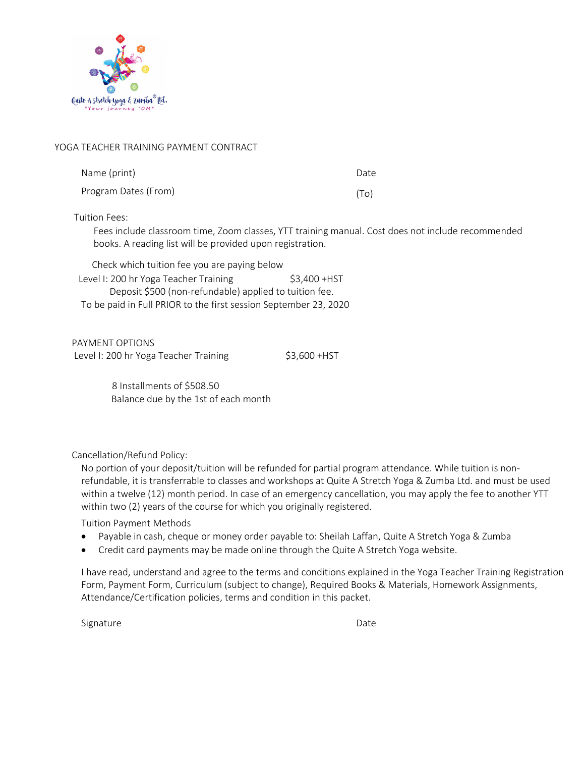Quite A Stretch Yoga & Zumba® Ltd.
"Your journey 'OM'"

# YOGA TEACHER TRAINING PAYMENT CONTRACT

Name (print) Date

Program Dates (From) (To)

Tuition Fees:

Fees include classroom time, Zoom classes, YTT training manual. Cost does not include recommended books. A reading list will be provided upon registration.

Check which tuition fee you are paying below

Level I: 200 hr Yoga Teacher Training $3,400 +HST

Deposit $500 (non-refundable) applied to tuition fee.

To be paid in Full PRIOR to the first session September 23, 2020

PAYMENT OPTIONS

Level I: 200 hr Yoga Teacher Training $3,600 +HST

8 Installments of $508.50

Balance due by the 1st of each month

Cancellation/Refund Policy:

No portion of your deposit/tuition will be refunded for partial program attendance. While tuition is non-refundable, it is transferrable to classes and workshops at Quite A Stretch Yoga & Zumba Ltd. and must be used within a twelve (12) month period. In case of an emergency cancellation, you may apply the fee to another YTT within two (2) years of the course for which you originally registered.

Tuition Payment Methods

- Payable in cash, cheque or money order payable to: Sheilah Laffan, Quite A Stretch Yoga & Zumba
- Credit card payments may be made online through the Quite A Stretch Yoga website.

I have read, understand and agree to the terms and conditions explained in the Yoga Teacher Training Registration Form, Payment Form, Curriculum (subject to change), Required Books & Materials, Homework Assignments, Attendance/Certification policies, terms and condition in this packet.

Signature Date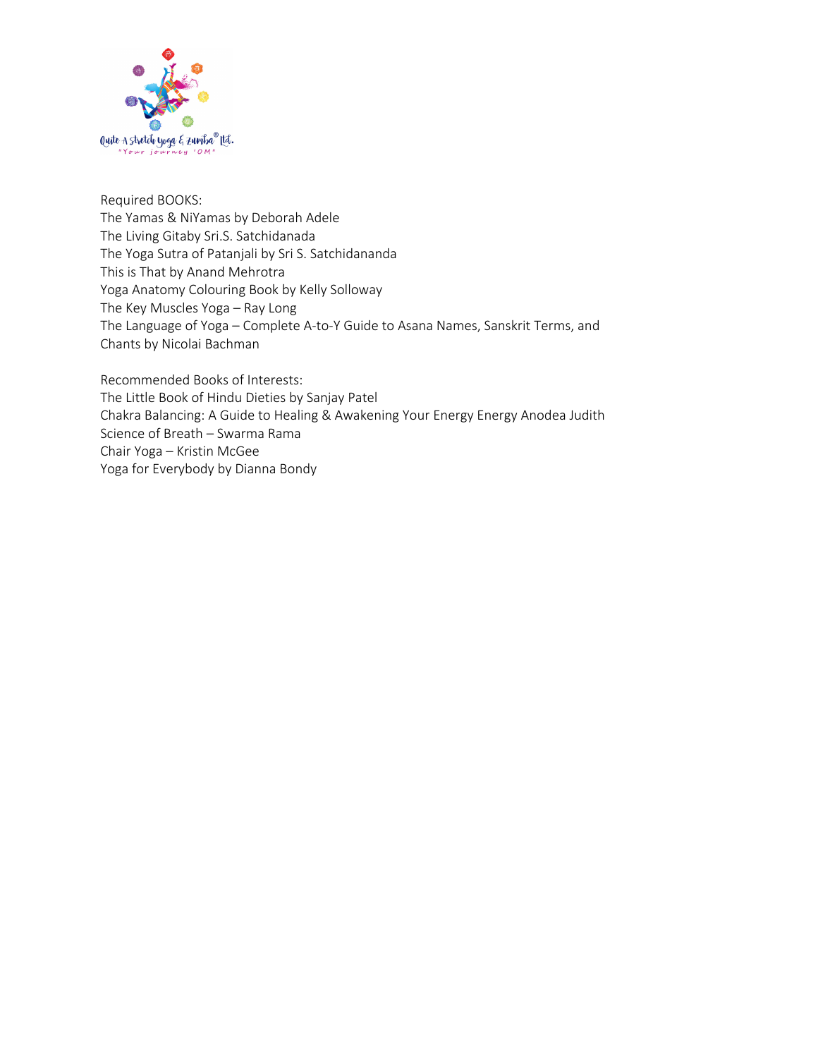Required BOOKS:
The Yamas & NiYamas by Deborah Adele
The Living Gitaby Sri.S. Satchidanada
The Yoga Sutra of Patanjali by Sri S. Satchidananda
This is That by Anand Mehrotra
Yoga Anatomy Colouring Book by Kelly Solloway
The Key Muscles Yoga – Ray Long
The Language of Yoga – Complete A-to-Y Guide to Asana Names, Sanskrit Terms, and Chants by Nicolai Bachman

Recommended Books of Interests:
The Little Book of Hindu Dieties by Sanjay Patel
Chakra Balancing: A Guide to Healing & Awakening Your Energy Energy Anodea Judith
Science of Breath – Swarma Rama
Chair Yoga – Kristin McGee
Yoga for Everybody by Dianna Bondy